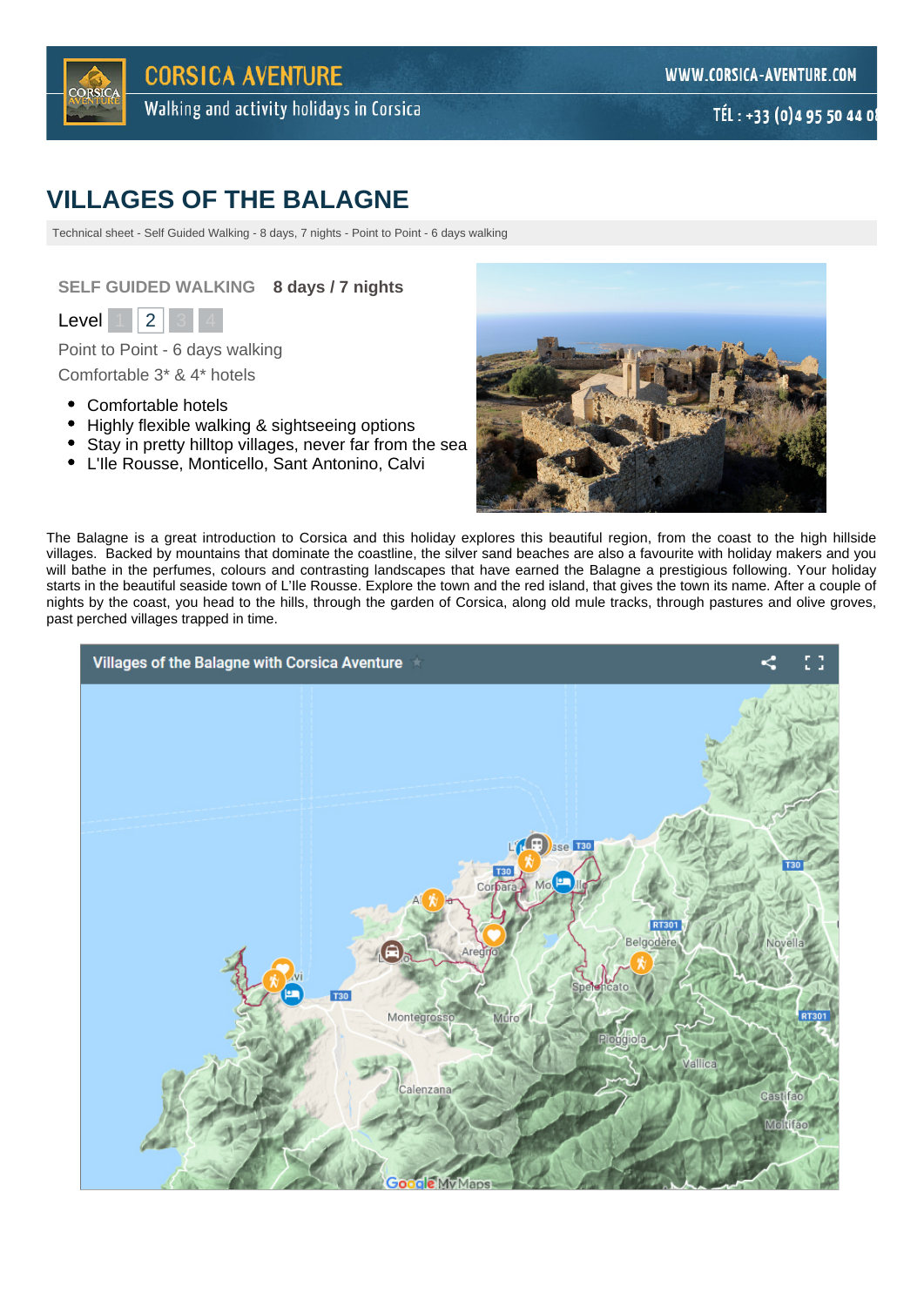# VILLAGES OF THE BALAGNE

Technical sheet - Self Guided Walking - 8 days, 7 nights - Point to Point - 6 days walking

**SELF GUIDED WALKING** **8 days / 7 nights**

Level 1 **2** 3 4

Point to Point - 6 days walking

Comfortable 3* & 4* hotels

- Comfortable hotels
- Highly flexible walking & sightseeing options
- Stay in pretty hilltop villages, never far from the sea
- L'Ile Rousse, Monticello, Sant Antonino, Calvi

The Balagne is a great introduction to Corsica and this holiday explores this beautiful region, from the coast to the high hillside villages. Backed by mountains that dominate the coastline, the silver sand beaches are also a favourite with holiday makers and you will bathe in the perfumes, colours and contrasting landscapes that have earned the Balagne a prestigious following. Your holiday starts in the beautiful seaside town of L'Ile Rousse. Explore the town and the red island, that gives the town its name. After a couple of nights by the coast, you head to the hills, through the garden of Corsica, along old mule tracks, through pastures and olive groves, past perched villages trapped in time.

Villages of the Balagne with Corsica Aventure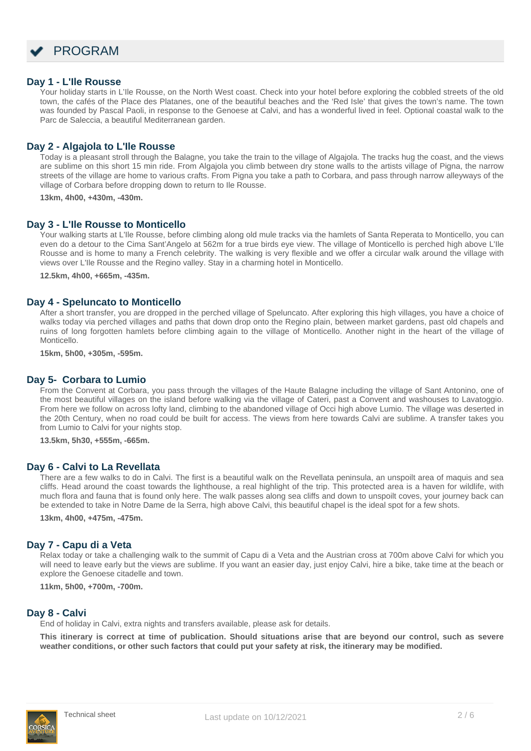# PROGRAM

## Day 1 - L'Ile Rousse

Your holiday starts in L'Ile Rousse, on the North West coast. Check into your hotel before exploring the cobbled streets of the old town, the cafés of the Place des Platanes, one of the beautiful beaches and the 'Red Isle' that gives the town's name. The town was founded by Pascal Paoli, in response to the Genoese at Calvi, and has a wonderful lived in feel. Optional coastal walk to the Parc de Saleccia, a beautiful Mediterranean garden.

## Day 2 - Algajola to L'Ile Rousse

Today is a pleasant stroll through the Balagne, you take the train to the village of Algajola. The tracks hug the coast, and the views are sublime on this short 15 min ride. From Algajola you climb between dry stone walls to the artists village of Pigna, the narrow streets of the village are home to various crafts. From Pigna you take a path to Corbara, and pass through narrow alleyways of the village of Corbara before dropping down to return to Ile Rousse.

**13km, 4h00, +430m, -430m.**

## Day 3 - L'Ile Rousse to Monticello

Your walking starts at L'Ile Rousse, before climbing along old mule tracks via the hamlets of Santa Reperata to Monticello, you can even do a detour to the Cima Sant'Angelo at 562m for a true birds eye view. The village of Monticello is perched high above L'Ile Rousse and is home to many a French celebrity. The walking is very flexible and we offer a circular walk around the village with views over L'Ile Rousse and the Regino valley. Stay in a charming hotel in Monticello.

**12.5km, 4h00, +665m, -435m.**

## Day 4 - Speluncato to Monticello

After a short transfer, you are dropped in the perched village of Speluncato. After exploring this high villages, you have a choice of walks today via perched villages and paths that down drop onto the Regino plain, between market gardens, past old chapels and ruins of long forgotten hamlets before climbing again to the village of Monticello. Another night in the heart of the village of Monticello.

**15km, 5h00, +305m, -595m.**

## Day 5- Corbara to Lumio

From the Convent at Corbara, you pass through the villages of the Haute Balagne including the village of Sant Antonino, one of the most beautiful villages on the island before walking via the village of Cateri, past a Convent and washouses to Lavatoggio. From here we follow on across lofty land, climbing to the abandoned village of Occi high above Lumio. The village was deserted in the 20th Century, when no road could be built for access. The views from here towards Calvi are sublime. A transfer takes you from Lumio to Calvi for your nights stop.

**13.5km, 5h30, +555m, -665m.**

## Day 6 - Calvi to La Revellata

There are a few walks to do in Calvi. The first is a beautiful walk on the Revellata peninsula, an unspoilt area of maquis and sea cliffs. Head around the coast towards the lighthouse, a real highlight of the trip. This protected area is a haven for wildlife, with much flora and fauna that is found only here. The walk passes along sea cliffs and down to unspoilt coves, your journey back can be extended to take in Notre Dame de la Serra, high above Calvi, this beautiful chapel is the ideal spot for a few shots.

**13km, 4h00, +475m, -475m.**

## Day 7 - Capu di a Veta

Relax today or take a challenging walk to the summit of Capu di a Veta and the Austrian cross at 700m above Calvi for which you will need to leave early but the views are sublime. If you want an easier day, just enjoy Calvi, hire a bike, take time at the beach or explore the Genoese citadelle and town.

**11km, 5h00, +700m, -700m.**

## Day 8 - Calvi

End of holiday in Calvi, extra nights and transfers available, please ask for details.

**This itinerary is correct at time of publication. Should situations arise that are beyond our control, such as severe weather conditions, or other such factors that could put your safety at risk, the itinerary may be modified.**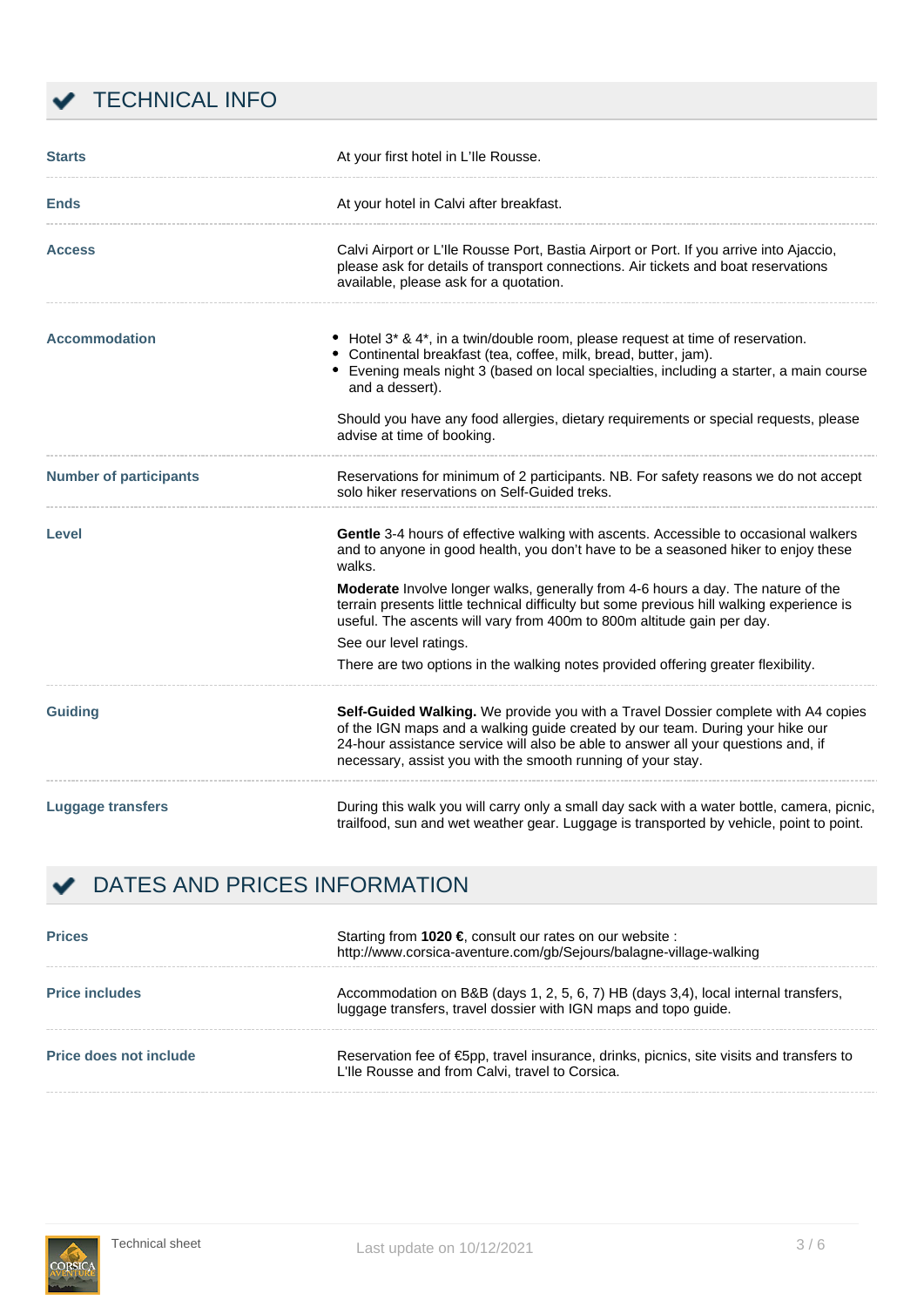## ✔ TECHNICAL INFO

| | |
|---|---|
| **Starts** | At your first hotel in L'Ile Rousse. |
| **Ends** | At your hotel in Calvi after breakfast. |
| **Access** | Calvi Airport or L'Ile Rousse Port, Bastia Airport or Port. If you arrive into Ajaccio, please ask for details of transport connections. Air tickets and boat reservations available, please ask for a quotation. |
| **Accommodation** | • Hotel 3* & 4*, in a twin/double room, please request at time of reservation.<br>• Continental breakfast (tea, coffee, milk, bread, butter, jam).<br>• Evening meals night 3 (based on local specialties, including a starter, a main course and a dessert).<br><br>Should you have any food allergies, dietary requirements or special requests, please advise at time of booking. |
| **Number of participants** | Reservations for minimum of 2 participants. NB. For safety reasons we do not accept solo hiker reservations on Self-Guided treks. |
| **Level** | **Gentle** 3-4 hours of effective walking with ascents. Accessible to occasional walkers and to anyone in good health, you don't have to be a seasoned hiker to enjoy these walks.<br>**Moderate** Involve longer walks, generally from 4-6 hours a day. The nature of the terrain presents little technical difficulty but some previous hill walking experience is useful. The ascents will vary from 400m to 800m altitude gain per day.<br>See our level ratings.<br>There are two options in the walking notes provided offering greater flexibility. |
| **Guiding** | **Self-Guided Walking.** We provide you with a Travel Dossier complete with A4 copies of the IGN maps and a walking guide created by our team. During your hike our 24-hour assistance service will also be able to answer all your questions and, if necessary, assist you with the smooth running of your stay. |
| **Luggage transfers** | During this walk you will carry only a small day sack with a water bottle, camera, picnic, trailfood, sun and wet weather gear. Luggage is transported by vehicle, point to point. |

## ✔ DATES AND PRICES INFORMATION

| | |
|---|---|
| **Prices** | Starting from **1020 €**, consult our rates on our website : http://www.corsica-aventure.com/gb/Sejours/balagne-village-walking |
| **Price includes** | Accommodation on B&B (days 1, 2, 5, 6, 7) HB (days 3,4), local internal transfers, luggage transfers, travel dossier with IGN maps and topo guide. |
| **Price does not include** | Reservation fee of €5pp, travel insurance, drinks, picnics, site visits and transfers to L'Ile Rousse and from Calvi, travel to Corsica. |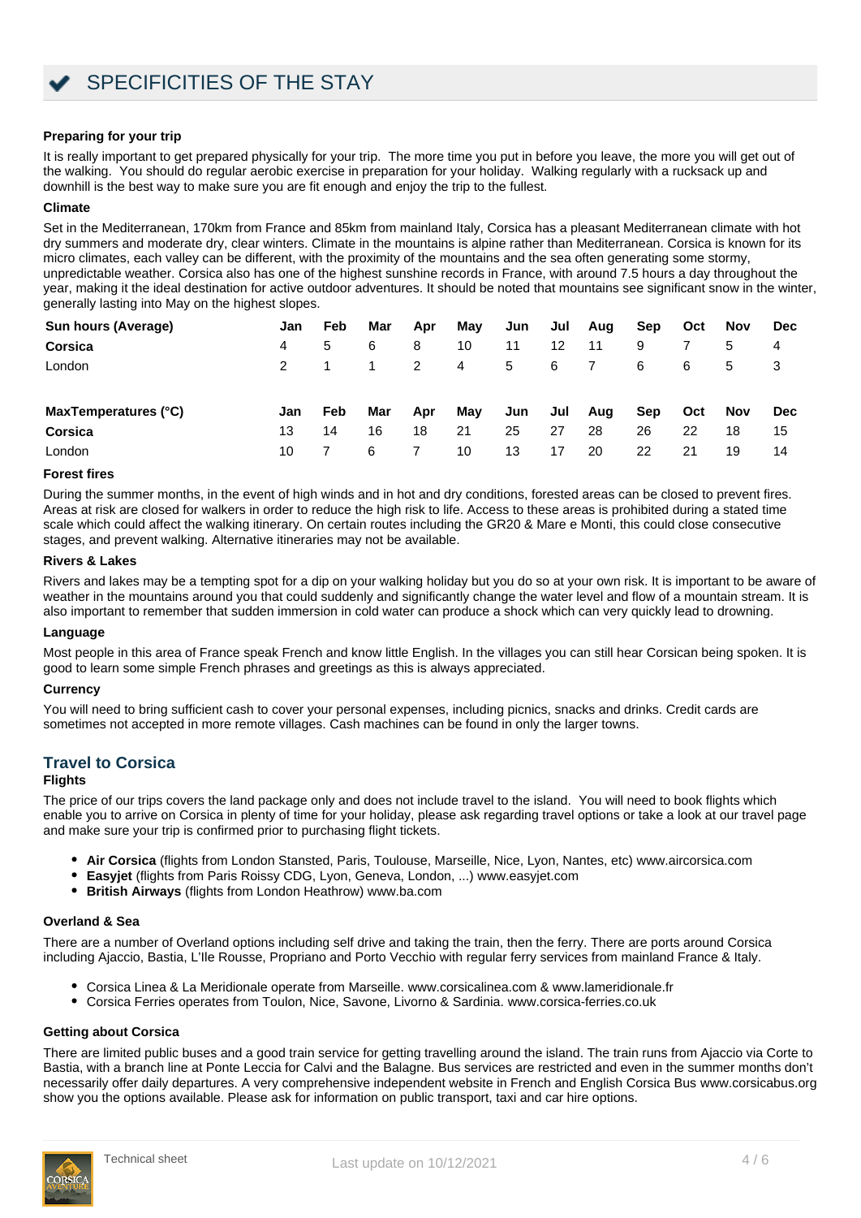# SPECIFICITIES OF THE STAY

### Preparing for your trip

It is really important to get prepared physically for your trip. The more time you put in before you leave, the more you will get out of the walking. You should do regular aerobic exercise in preparation for your holiday. Walking regularly with a rucksack up and downhill is the best way to make sure you are fit enough and enjoy the trip to the fullest.

### Climate

Set in the Mediterranean, 170km from France and 85km from mainland Italy, Corsica has a pleasant Mediterranean climate with hot dry summers and moderate dry, clear winters. Climate in the mountains is alpine rather than Mediterranean. Corsica is known for its micro climates, each valley can be different, with the proximity of the mountains and the sea often generating some stormy, unpredictable weather. Corsica also has one of the highest sunshine records in France, with around 7.5 hours a day throughout the year, making it the ideal destination for active outdoor adventures. It should be noted that mountains see significant snow in the winter, generally lasting into May on the highest slopes.

| Sun hours (Average) | Jan | Feb | Mar | Apr | May | Jun | Jul | Aug | Sep | Oct | Nov | Dec |
|---|---|---|---|---|---|---|---|---|---|---|---|---|
| **Corsica** | 4 | 5 | 6 | 8 | 10 | 11 | 12 | 11 | 9 | 7 | 5 | 4 |
| London | 2 | 1 | 1 | 2 | 4 | 5 | 6 | 7 | 6 | 6 | 5 | 3 |

| MaxTemperatures (°C) | Jan | Feb | Mar | Apr | May | Jun | Jul | Aug | Sep | Oct | Nov | Dec |
|---|---|---|---|---|---|---|---|---|---|---|---|---|
| **Corsica** | 13 | 14 | 16 | 18 | 21 | 25 | 27 | 28 | 26 | 22 | 18 | 15 |
| London | 10 | 7 | 6 | 7 | 10 | 13 | 17 | 20 | 22 | 21 | 19 | 14 |

### Forest fires

During the summer months, in the event of high winds and in hot and dry conditions, forested areas can be closed to prevent fires. Areas at risk are closed for walkers in order to reduce the high risk to life. Access to these areas is prohibited during a stated time scale which could affect the walking itinerary. On certain routes including the GR20 & Mare e Monti, this could close consecutive stages, and prevent walking. Alternative itineraries may not be available.

### Rivers & Lakes

Rivers and lakes may be a tempting spot for a dip on your walking holiday but you do so at your own risk. It is important to be aware of weather in the mountains around you that could suddenly and significantly change the water level and flow of a mountain stream. It is also important to remember that sudden immersion in cold water can produce a shock which can very quickly lead to drowning.

### Language

Most people in this area of France speak French and know little English. In the villages you can still hear Corsican being spoken. It is good to learn some simple French phrases and greetings as this is always appreciated.

### Currency

You will need to bring sufficient cash to cover your personal expenses, including picnics, snacks and drinks. Credit cards are sometimes not accepted in more remote villages. Cash machines can be found in only the larger towns.

## Travel to Corsica

### Flights

The price of our trips covers the land package only and does not include travel to the island. You will need to book flights which enable you to arrive on Corsica in plenty of time for your holiday, please ask regarding travel options or take a look at our travel page and make sure your trip is confirmed prior to purchasing flight tickets.

- **Air Corsica** (flights from London Stansted, Paris, Toulouse, Marseille, Nice, Lyon, Nantes, etc) www.aircorsica.com
- **Easyjet** (flights from Paris Roissy CDG, Lyon, Geneva, London, ...) www.easyjet.com
- **British Airways** (flights from London Heathrow) www.ba.com

### Overland & Sea

There are a number of Overland options including self drive and taking the train, then the ferry. There are ports around Corsica including Ajaccio, Bastia, L'Ile Rousse, Propriano and Porto Vecchio with regular ferry services from mainland France & Italy.

- Corsica Linea & La Meridionale operate from Marseille. www.corsicalinea.com & www.lameridionale.fr
- Corsica Ferries operates from Toulon, Nice, Savone, Livorno & Sardinia. www.corsica-ferries.co.uk

### Getting about Corsica

There are limited public buses and a good train service for getting travelling around the island. The train runs from Ajaccio via Corte to Bastia, with a branch line at Ponte Leccia for Calvi and the Balagne. Bus services are restricted and even in the summer months don't necessarily offer daily departures. A very comprehensive independent website in French and English Corsica Bus www.corsicabus.org show you the options available. Please ask for information on public transport, taxi and car hire options.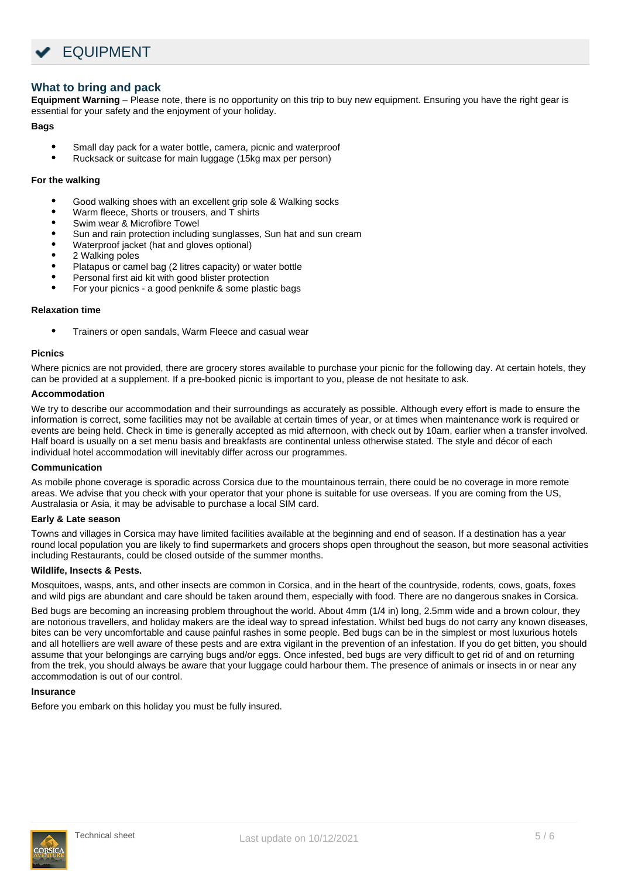# ✔ EQUIPMENT

## What to bring and pack

**Equipment Warning** – Please note, there is no opportunity on this trip to buy new equipment. Ensuring you have the right gear is essential for your safety and the enjoyment of your holiday.

**Bags**

- Small day pack for a water bottle, camera, picnic and waterproof
- Rucksack or suitcase for main luggage (15kg max per person)

**For the walking**

- Good walking shoes with an excellent grip sole & Walking socks
- Warm fleece, Shorts or trousers, and T shirts
- Swim wear & Microfibre Towel
- Sun and rain protection including sunglasses, Sun hat and sun cream
- Waterproof jacket (hat and gloves optional)
- 2 Walking poles
- Platapus or camel bag (2 litres capacity) or water bottle
- Personal first aid kit with good blister protection
- For your picnics - a good penknife & some plastic bags

**Relaxation time**

- Trainers or open sandals, Warm Fleece and casual wear

**Picnics**

Where picnics are not provided, there are grocery stores available to purchase your picnic for the following day. At certain hotels, they can be provided at a supplement. If a pre-booked picnic is important to you, please de not hesitate to ask.

**Accommodation**

We try to describe our accommodation and their surroundings as accurately as possible. Although every effort is made to ensure the information is correct, some facilities may not be available at certain times of year, or at times when maintenance work is required or events are being held. Check in time is generally accepted as mid afternoon, with check out by 10am, earlier when a transfer involved. Half board is usually on a set menu basis and breakfasts are continental unless otherwise stated. The style and décor of each individual hotel accommodation will inevitably differ across our programmes.

**Communication**

As mobile phone coverage is sporadic across Corsica due to the mountainous terrain, there could be no coverage in more remote areas. We advise that you check with your operator that your phone is suitable for use overseas. If you are coming from the US, Australasia or Asia, it may be advisable to purchase a local SIM card.

**Early & Late season**

Towns and villages in Corsica may have limited facilities available at the beginning and end of season. If a destination has a year round local population you are likely to find supermarkets and grocers shops open throughout the season, but more seasonal activities including Restaurants, could be closed outside of the summer months.

**Wildlife, Insects & Pests.**

Mosquitoes, wasps, ants, and other insects are common in Corsica, and in the heart of the countryside, rodents, cows, goats, foxes and wild pigs are abundant and care should be taken around them, especially with food. There are no dangerous snakes in Corsica.

Bed bugs are becoming an increasing problem throughout the world. About 4mm (1/4 in) long, 2.5mm wide and a brown colour, they are notorious travellers, and holiday makers are the ideal way to spread infestation. Whilst bed bugs do not carry any known diseases, bites can be very uncomfortable and cause painful rashes in some people. Bed bugs can be in the simplest or most luxurious hotels and all hotelliers are well aware of these pests and are extra vigilant in the prevention of an infestation. If you do get bitten, you should assume that your belongings are carrying bugs and/or eggs. Once infested, bed bugs are very difficult to get rid of and on returning from the trek, you should always be aware that your luggage could harbour them. The presence of animals or insects in or near any accommodation is out of our control.

**Insurance**

Before you embark on this holiday you must be fully insured.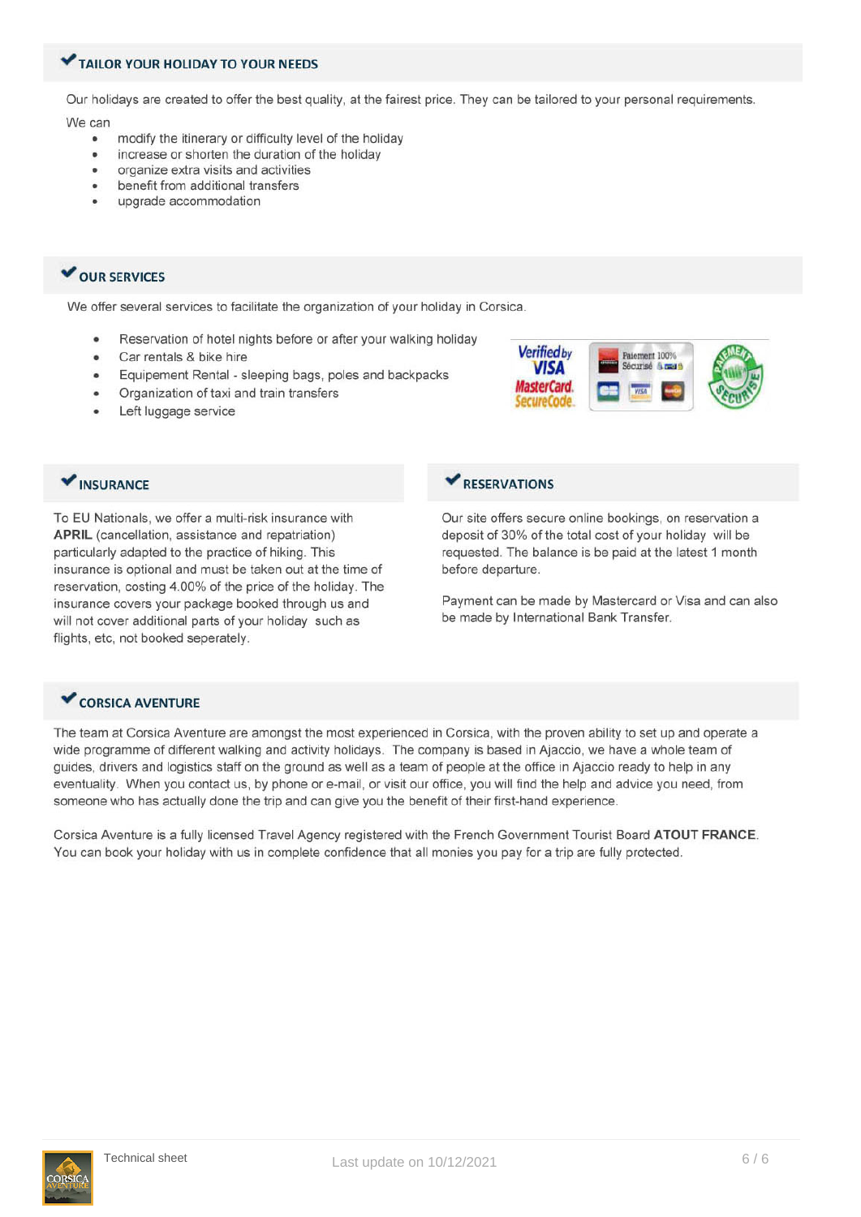## ✔ TAILOR YOUR HOLIDAY TO YOUR NEEDS

Our holidays are created to offer the best quality, at the fairest price. They can be tailored to your personal requirements.

We can

- modify the itinerary or difficulty level of the holiday
- increase or shorten the duration of the holiday
- organize extra visits and activities
- benefit from additional transfers
- upgrade accommodation

## ✔ OUR SERVICES

We offer several services to facilitate the organization of your holiday in Corsica.

- Reservation of hotel nights before or after your walking holiday
- Car rentals & bike hire
- Equipement Rental - sleeping bags, poles and backpacks
- Organization of taxi and train transfers
- Left luggage service

## ✔ INSURANCE

To EU Nationals, we offer a multi-risk insurance with **APRIL** (cancellation, assistance and repatriation) particularly adapted to the practice of hiking. This insurance is optional and must be taken out at the time of reservation, costing 4.00% of the price of the holiday. The insurance covers your package booked through us and will not cover additional parts of your holiday such as flights, etc, not booked seperately.

## ✔ RESERVATIONS

Our site offers secure online bookings, on reservation a deposit of 30% of the total cost of your holiday will be requested. The balance is be paid at the latest 1 month before departure.

Payment can be made by Mastercard or Visa and can also be made by International Bank Transfer.

## ✔ CORSICA AVENTURE

The team at Corsica Aventure are amongst the most experienced in Corsica, with the proven ability to set up and operate a wide programme of different walking and activity holidays. The company is based in Ajaccio, we have a whole team of guides, drivers and logistics staff on the ground as well as a team of people at the office in Ajaccio ready to help in any eventuality. When you contact us, by phone or e-mail, or visit our office, you will find the help and advice you need, from someone who has actually done the trip and can give you the benefit of their first-hand experience.

Corsica Aventure is a fully licensed Travel Agency registered with the French Government Tourist Board **ATOUT FRANCE**. You can book your holiday with us in complete confidence that all monies you pay for a trip are fully protected.